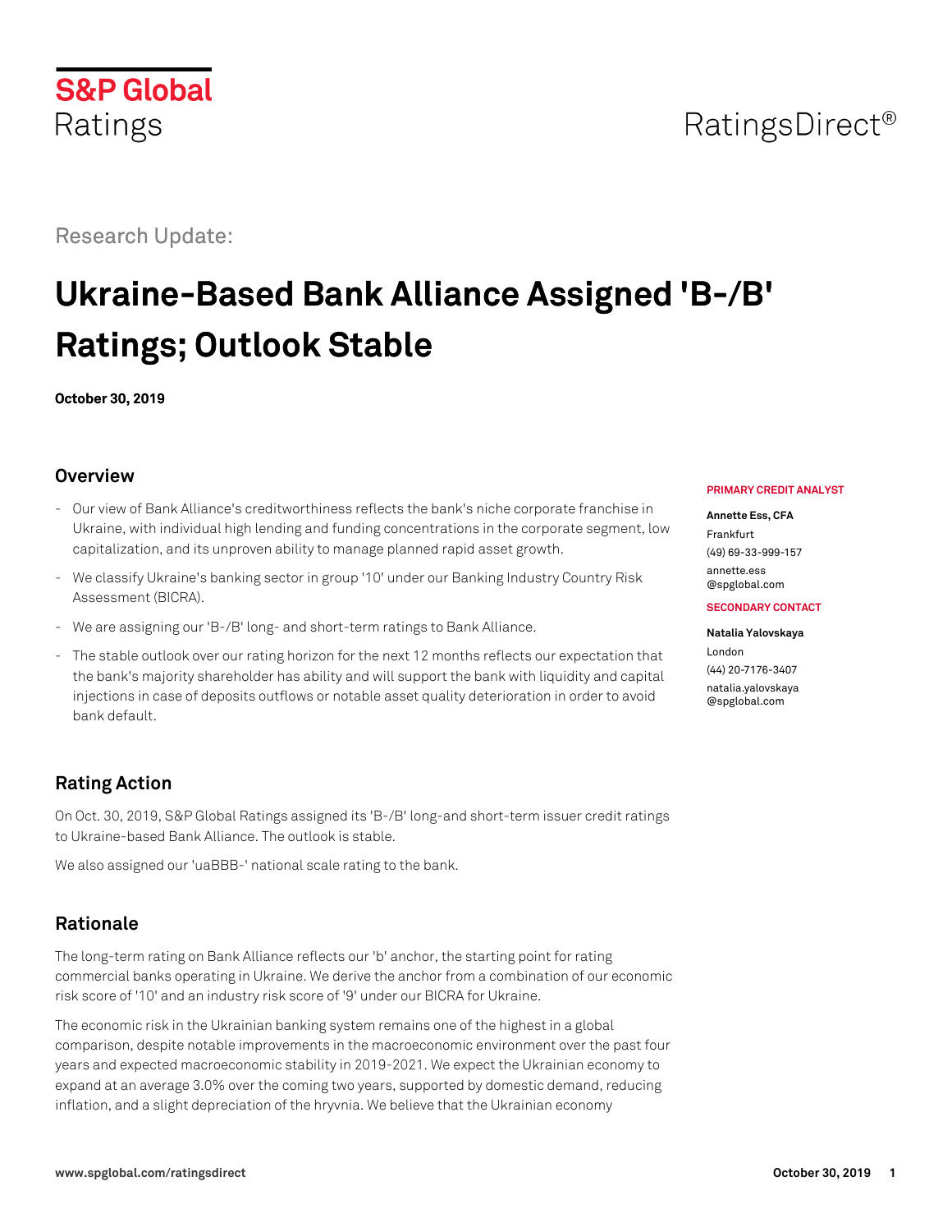S&P Global Ratings

RatingsDirect®

Research Update:

# Ukraine-Based Bank Alliance Assigned 'B-/B' Ratings; Outlook Stable

**October 30, 2019**

**PRIMARY CREDIT ANALYST**

**Annette Ess, CFA**
Frankfurt
(49) 69-33-999-157
annette.ess@spglobal.com

**SECONDARY CONTACT**

**Natalia Yalovskaya**
London
(44) 20-7176-3407
natalia.yalovskaya@spglobal.com

## Overview

- Our view of Bank Alliance's creditworthiness reflects the bank's niche corporate franchise in Ukraine, with individual high lending and funding concentrations in the corporate segment, low capitalization, and its unproven ability to manage planned rapid asset growth.
- We classify Ukraine's banking sector in group '10' under our Banking Industry Country Risk Assessment (BICRA).
- We are assigning our 'B-/B' long- and short-term ratings to Bank Alliance.
- The stable outlook over our rating horizon for the next 12 months reflects our expectation that the bank's majority shareholder has ability and will support the bank with liquidity and capital injections in case of deposits outflows or notable asset quality deterioration in order to avoid bank default.

## Rating Action

On Oct. 30, 2019, S&P Global Ratings assigned its 'B-/B' long-and short-term issuer credit ratings to Ukraine-based Bank Alliance. The outlook is stable.

We also assigned our 'uaBBB-' national scale rating to the bank.

## Rationale

The long-term rating on Bank Alliance reflects our 'b' anchor, the starting point for rating commercial banks operating in Ukraine. We derive the anchor from a combination of our economic risk score of '10' and an industry risk score of '9' under our BICRA for Ukraine.

The economic risk in the Ukrainian banking system remains one of the highest in a global comparison, despite notable improvements in the macroeconomic environment over the past four years and expected macroeconomic stability in 2019-2021. We expect the Ukrainian economy to expand at an average 3.0% over the coming two years, supported by domestic demand, reducing inflation, and a slight depreciation of the hryvnia. We believe that the Ukrainian economy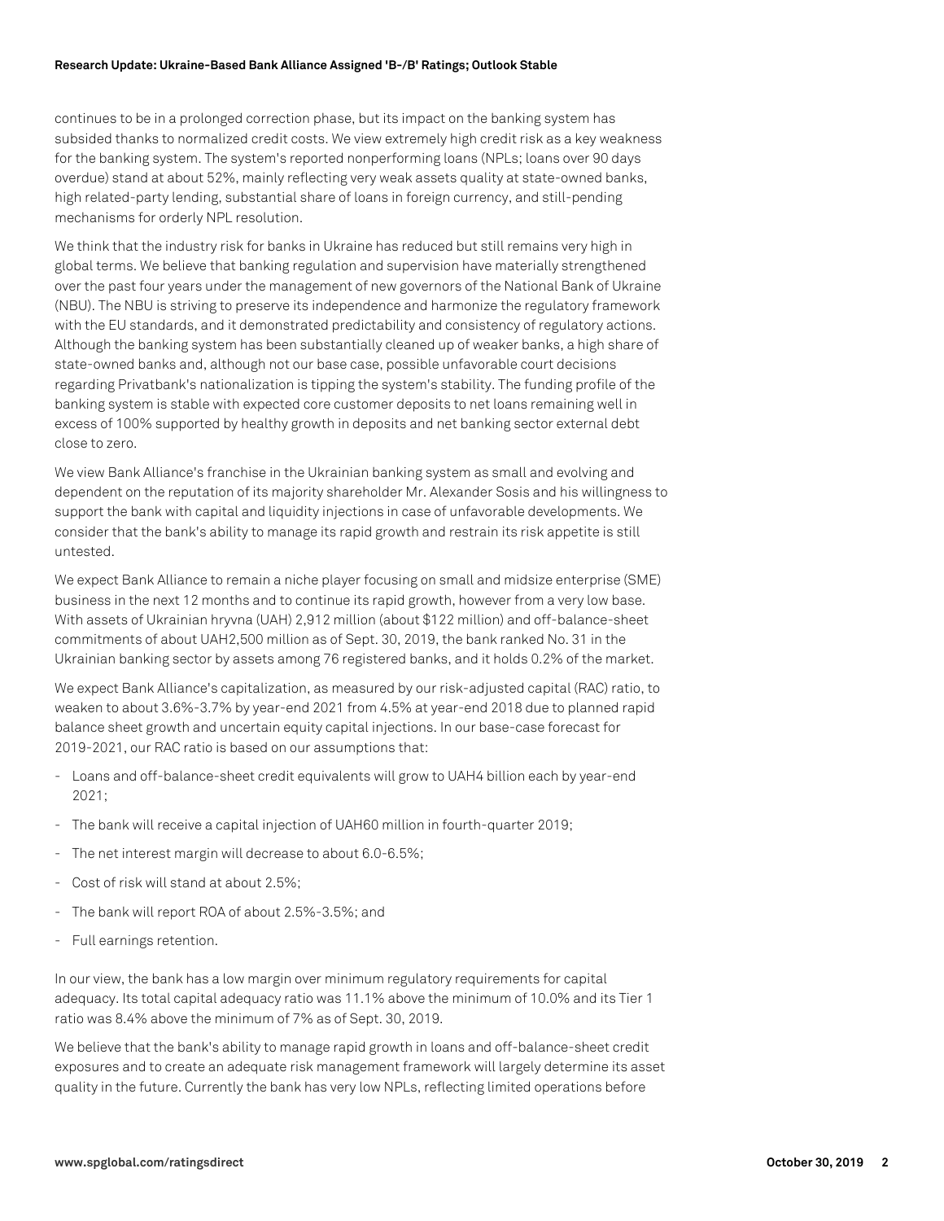continues to be in a prolonged correction phase, but its impact on the banking system has subsided thanks to normalized credit costs. We view extremely high credit risk as a key weakness for the banking system. The system's reported nonperforming loans (NPLs; loans over 90 days overdue) stand at about 52%, mainly reflecting very weak assets quality at state-owned banks, high related-party lending, substantial share of loans in foreign currency, and still-pending mechanisms for orderly NPL resolution.

We think that the industry risk for banks in Ukraine has reduced but still remains very high in global terms. We believe that banking regulation and supervision have materially strengthened over the past four years under the management of new governors of the National Bank of Ukraine (NBU). The NBU is striving to preserve its independence and harmonize the regulatory framework with the EU standards, and it demonstrated predictability and consistency of regulatory actions. Although the banking system has been substantially cleaned up of weaker banks, a high share of state-owned banks and, although not our base case, possible unfavorable court decisions regarding Privatbank's nationalization is tipping the system's stability. The funding profile of the banking system is stable with expected core customer deposits to net loans remaining well in excess of 100% supported by healthy growth in deposits and net banking sector external debt close to zero.

We view Bank Alliance's franchise in the Ukrainian banking system as small and evolving and dependent on the reputation of its majority shareholder Mr. Alexander Sosis and his willingness to support the bank with capital and liquidity injections in case of unfavorable developments. We consider that the bank's ability to manage its rapid growth and restrain its risk appetite is still untested.

We expect Bank Alliance to remain a niche player focusing on small and midsize enterprise (SME) business in the next 12 months and to continue its rapid growth, however from a very low base. With assets of Ukrainian hryvna (UAH) 2,912 million (about $122 million) and off-balance-sheet commitments of about UAH2,500 million as of Sept. 30, 2019, the bank ranked No. 31 in the Ukrainian banking sector by assets among 76 registered banks, and it holds 0.2% of the market.

We expect Bank Alliance's capitalization, as measured by our risk-adjusted capital (RAC) ratio, to weaken to about 3.6%-3.7% by year-end 2021 from 4.5% at year-end 2018 due to planned rapid balance sheet growth and uncertain equity capital injections. In our base-case forecast for 2019-2021, our RAC ratio is based on our assumptions that:

- Loans and off-balance-sheet credit equivalents will grow to UAH4 billion each by year-end 2021;
- The bank will receive a capital injection of UAH60 million in fourth-quarter 2019;
- The net interest margin will decrease to about 6.0-6.5%;
- Cost of risk will stand at about 2.5%;
- The bank will report ROA of about 2.5%-3.5%; and
- Full earnings retention.

In our view, the bank has a low margin over minimum regulatory requirements for capital adequacy. Its total capital adequacy ratio was 11.1% above the minimum of 10.0% and its Tier 1 ratio was 8.4% above the minimum of 7% as of Sept. 30, 2019.

We believe that the bank's ability to manage rapid growth in loans and off-balance-sheet credit exposures and to create an adequate risk management framework will largely determine its asset quality in the future. Currently the bank has very low NPLs, reflecting limited operations before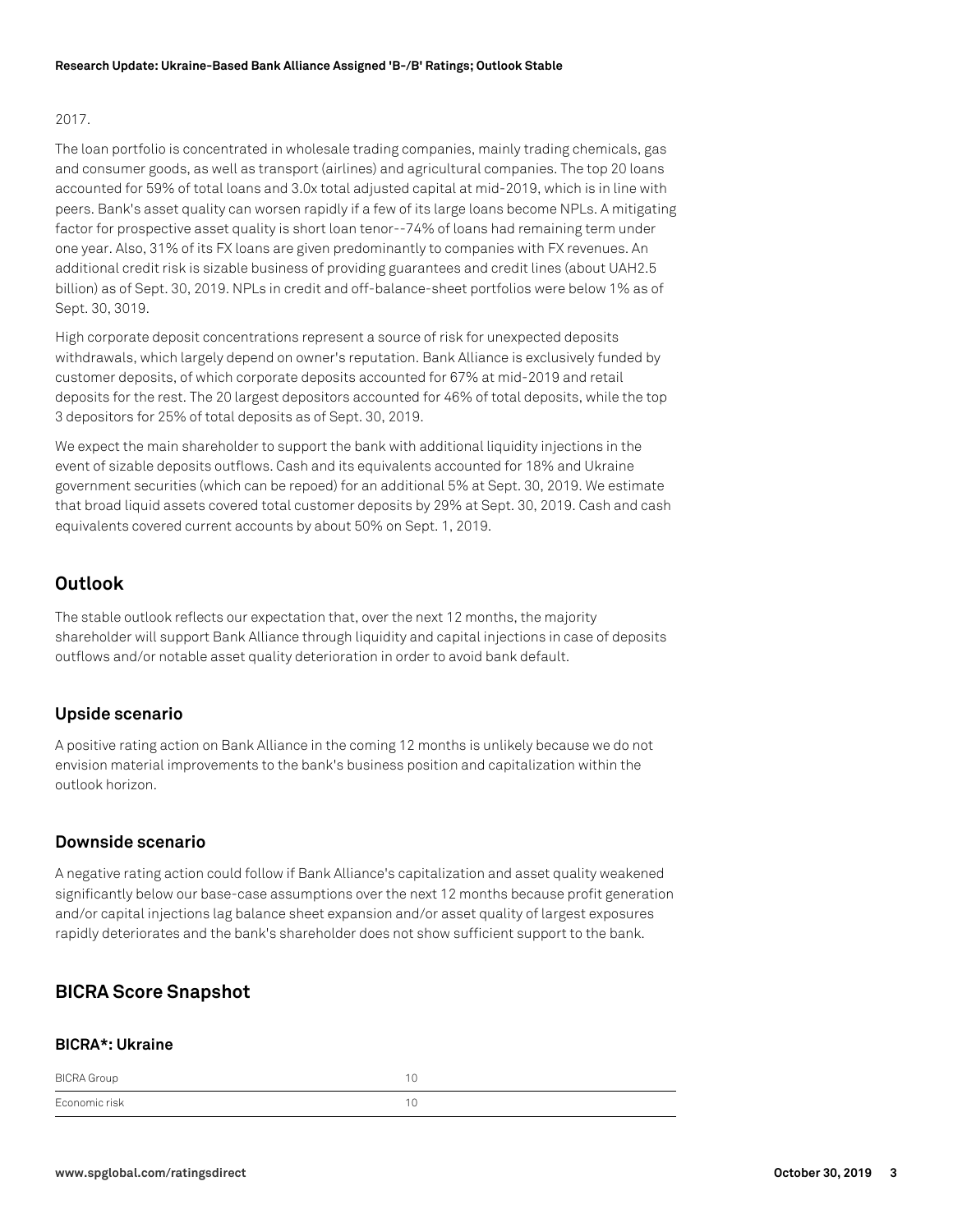2017.

The loan portfolio is concentrated in wholesale trading companies, mainly trading chemicals, gas and consumer goods, as well as transport (airlines) and agricultural companies. The top 20 loans accounted for 59% of total loans and 3.0x total adjusted capital at mid-2019, which is in line with peers. Bank's asset quality can worsen rapidly if a few of its large loans become NPLs. A mitigating factor for prospective asset quality is short loan tenor--74% of loans had remaining term under one year. Also, 31% of its FX loans are given predominantly to companies with FX revenues. An additional credit risk is sizable business of providing guarantees and credit lines (about UAH2.5 billion) as of Sept. 30, 2019. NPLs in credit and off-balance-sheet portfolios were below 1% as of Sept. 30, 3019.

High corporate deposit concentrations represent a source of risk for unexpected deposits withdrawals, which largely depend on owner's reputation. Bank Alliance is exclusively funded by customer deposits, of which corporate deposits accounted for 67% at mid-2019 and retail deposits for the rest. The 20 largest depositors accounted for 46% of total deposits, while the top 3 depositors for 25% of total deposits as of Sept. 30, 2019.

We expect the main shareholder to support the bank with additional liquidity injections in the event of sizable deposits outflows. Cash and its equivalents accounted for 18% and Ukraine government securities (which can be repoed) for an additional 5% at Sept. 30, 2019. We estimate that broad liquid assets covered total customer deposits by 29% at Sept. 30, 2019. Cash and cash equivalents covered current accounts by about 50% on Sept. 1, 2019.

## Outlook

The stable outlook reflects our expectation that, over the next 12 months, the majority shareholder will support Bank Alliance through liquidity and capital injections in case of deposits outflows and/or notable asset quality deterioration in order to avoid bank default.

### Upside scenario

A positive rating action on Bank Alliance in the coming 12 months is unlikely because we do not envision material improvements to the bank's business position and capitalization within the outlook horizon.

### Downside scenario

A negative rating action could follow if Bank Alliance's capitalization and asset quality weakened significantly below our base-case assumptions over the next 12 months because profit generation and/or capital injections lag balance sheet expansion and/or asset quality of largest exposures rapidly deteriorates and the bank's shareholder does not show sufficient support to the bank.

## BICRA Score Snapshot

### BICRA*: Ukraine

| BICRA Group | 10 |
|---|---|
| Economic risk | 10 |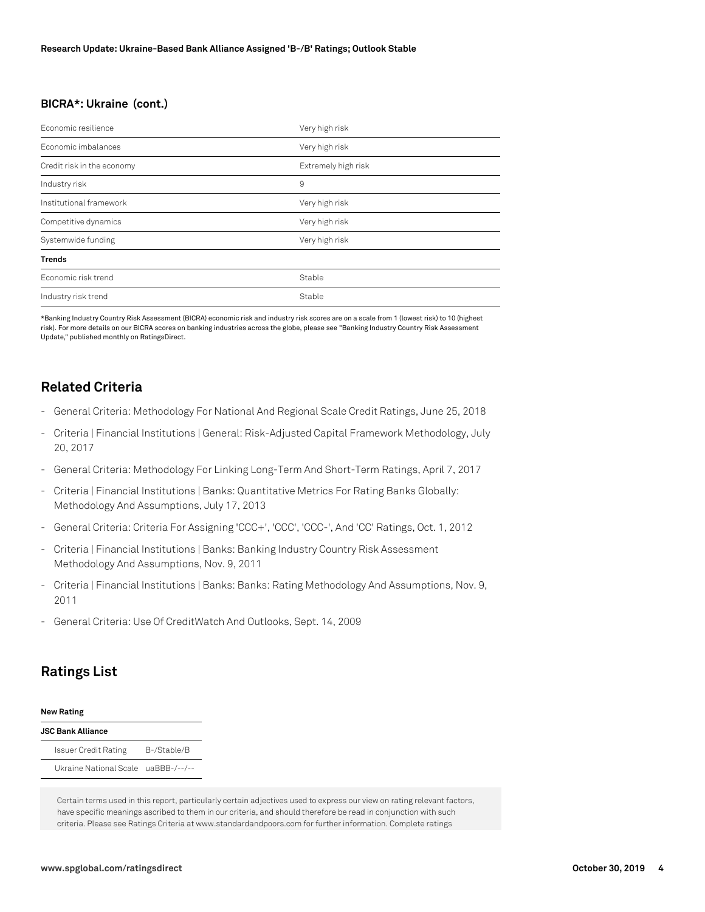### BICRA*: Ukraine (cont.)

| | |
|---|---|
| Economic resilience | Very high risk |
| Economic imbalances | Very high risk |
| Credit risk in the economy | Extremely high risk |
| Industry risk | 9 |
| Institutional framework | Very high risk |
| Competitive dynamics | Very high risk |
| Systemwide funding | Very high risk |
| **Trends** | |
| Economic risk trend | Stable |
| Industry risk trend | Stable |

*Banking Industry Country Risk Assessment (BICRA) economic risk and industry risk scores are on a scale from 1 (lowest risk) to 10 (highest risk). For more details on our BICRA scores on banking industries across the globe, please see "Banking Industry Country Risk Assessment Update," published monthly on RatingsDirect.

## Related Criteria

- General Criteria: Methodology For National And Regional Scale Credit Ratings, June 25, 2018
- Criteria | Financial Institutions | General: Risk-Adjusted Capital Framework Methodology, July 20, 2017
- General Criteria: Methodology For Linking Long-Term And Short-Term Ratings, April 7, 2017
- Criteria | Financial Institutions | Banks: Quantitative Metrics For Rating Banks Globally: Methodology And Assumptions, July 17, 2013
- General Criteria: Criteria For Assigning 'CCC+', 'CCC', 'CCC-', And 'CC' Ratings, Oct. 1, 2012
- Criteria | Financial Institutions | Banks: Banking Industry Country Risk Assessment Methodology And Assumptions, Nov. 9, 2011
- Criteria | Financial Institutions | Banks: Banks: Rating Methodology And Assumptions, Nov. 9, 2011
- General Criteria: Use Of CreditWatch And Outlooks, Sept. 14, 2009

## Ratings List

| **New Rating** | |
|---|---|
| **JSC Bank Alliance** | |
| Issuer Credit Rating | B-/Stable/B |
| Ukraine National Scale | uaBBB-/--/-- |

Certain terms used in this report, particularly certain adjectives used to express our view on rating relevant factors, have specific meanings ascribed to them in our criteria, and should therefore be read in conjunction with such criteria. Please see Ratings Criteria at www.standardandpoors.com for further information. Complete ratings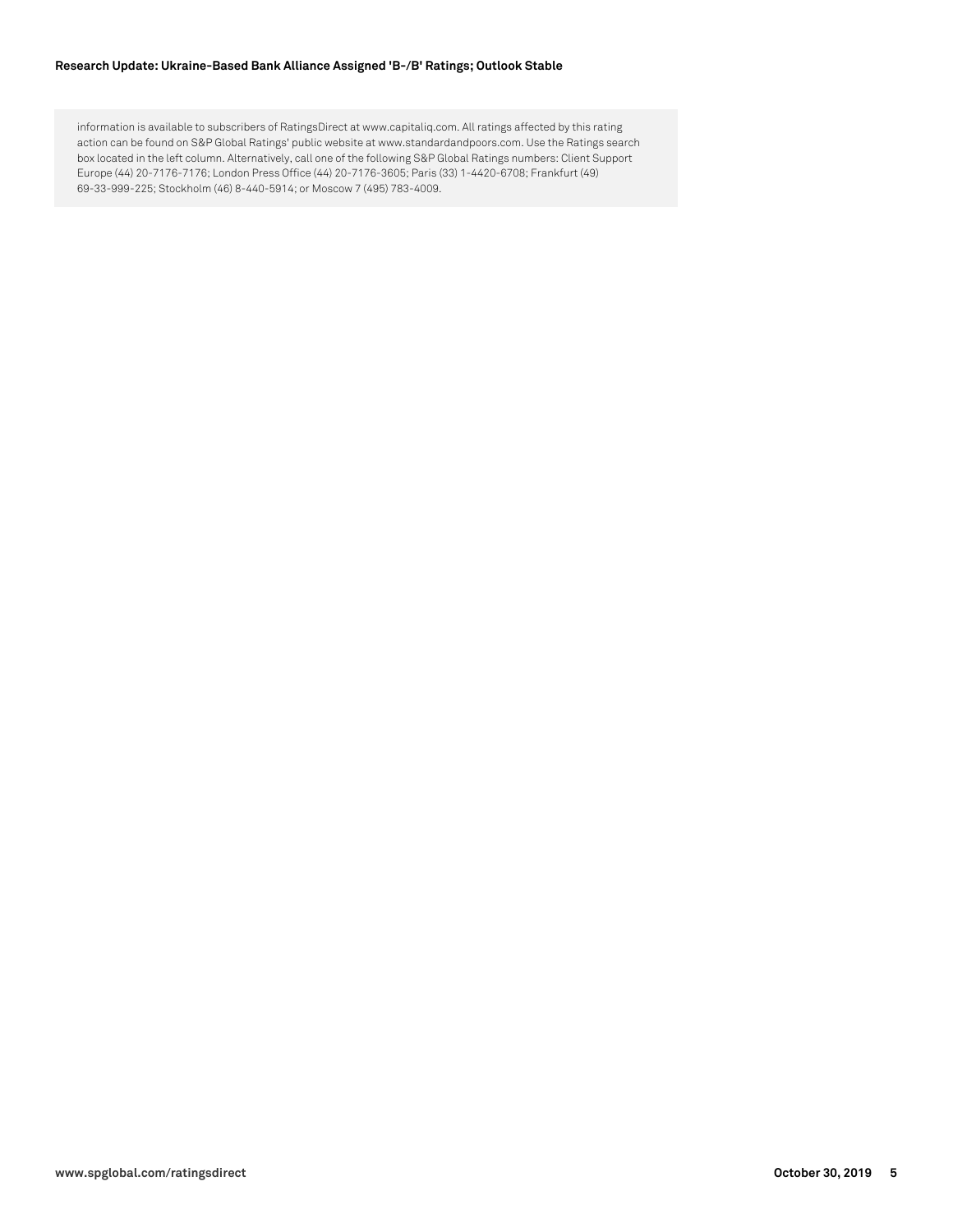information is available to subscribers of RatingsDirect at www.capitaliq.com. All ratings affected by this rating action can be found on S&P Global Ratings' public website at www.standardandpoors.com. Use the Ratings search box located in the left column. Alternatively, call one of the following S&P Global Ratings numbers: Client Support Europe (44) 20-7176-7176; London Press Office (44) 20-7176-3605; Paris (33) 1-4420-6708; Frankfurt (49) 69-33-999-225; Stockholm (46) 8-440-5914; or Moscow 7 (495) 783-4009.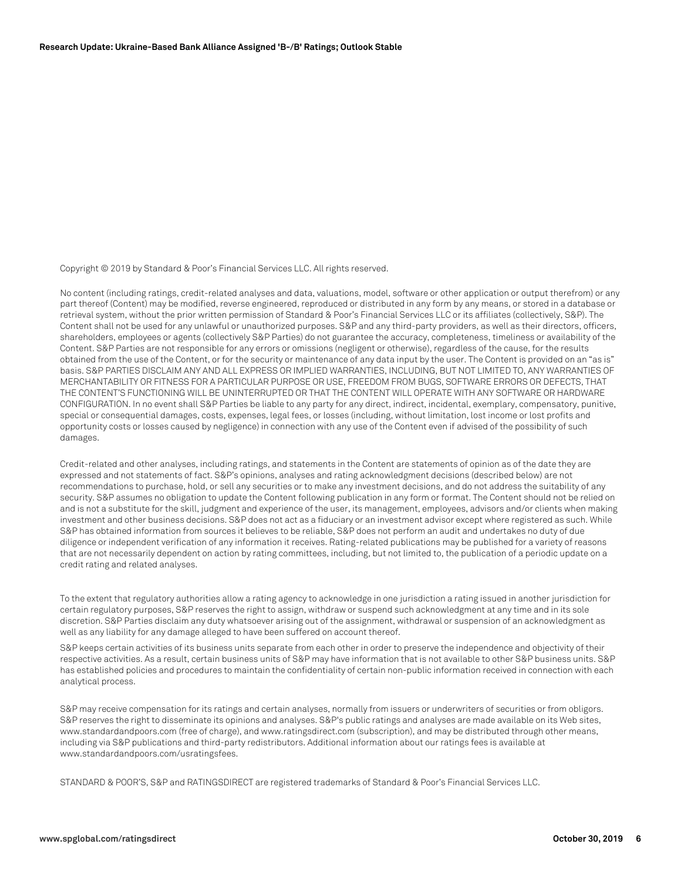Copyright © 2019 by Standard & Poor's Financial Services LLC. All rights reserved.

No content (including ratings, credit-related analyses and data, valuations, model, software or other application or output therefrom) or any part thereof (Content) may be modified, reverse engineered, reproduced or distributed in any form by any means, or stored in a database or retrieval system, without the prior written permission of Standard & Poor's Financial Services LLC or its affiliates (collectively, S&P). The Content shall not be used for any unlawful or unauthorized purposes. S&P and any third-party providers, as well as their directors, officers, shareholders, employees or agents (collectively S&P Parties) do not guarantee the accuracy, completeness, timeliness or availability of the Content. S&P Parties are not responsible for any errors or omissions (negligent or otherwise), regardless of the cause, for the results obtained from the use of the Content, or for the security or maintenance of any data input by the user. The Content is provided on an "as is" basis. S&P PARTIES DISCLAIM ANY AND ALL EXPRESS OR IMPLIED WARRANTIES, INCLUDING, BUT NOT LIMITED TO, ANY WARRANTIES OF MERCHANTABILITY OR FITNESS FOR A PARTICULAR PURPOSE OR USE, FREEDOM FROM BUGS, SOFTWARE ERRORS OR DEFECTS, THAT THE CONTENT'S FUNCTIONING WILL BE UNINTERRUPTED OR THAT THE CONTENT WILL OPERATE WITH ANY SOFTWARE OR HARDWARE CONFIGURATION. In no event shall S&P Parties be liable to any party for any direct, indirect, incidental, exemplary, compensatory, punitive, special or consequential damages, costs, expenses, legal fees, or losses (including, without limitation, lost income or lost profits and opportunity costs or losses caused by negligence) in connection with any use of the Content even if advised of the possibility of such damages.

Credit-related and other analyses, including ratings, and statements in the Content are statements of opinion as of the date they are expressed and not statements of fact. S&P's opinions, analyses and rating acknowledgment decisions (described below) are not recommendations to purchase, hold, or sell any securities or to make any investment decisions, and do not address the suitability of any security. S&P assumes no obligation to update the Content following publication in any form or format. The Content should not be relied on and is not a substitute for the skill, judgment and experience of the user, its management, employees, advisors and/or clients when making investment and other business decisions. S&P does not act as a fiduciary or an investment advisor except where registered as such. While S&P has obtained information from sources it believes to be reliable, S&P does not perform an audit and undertakes no duty of due diligence or independent verification of any information it receives. Rating-related publications may be published for a variety of reasons that are not necessarily dependent on action by rating committees, including, but not limited to, the publication of a periodic update on a credit rating and related analyses.

To the extent that regulatory authorities allow a rating agency to acknowledge in one jurisdiction a rating issued in another jurisdiction for certain regulatory purposes, S&P reserves the right to assign, withdraw or suspend such acknowledgment at any time and in its sole discretion. S&P Parties disclaim any duty whatsoever arising out of the assignment, withdrawal or suspension of an acknowledgment as well as any liability for any damage alleged to have been suffered on account thereof.

S&P keeps certain activities of its business units separate from each other in order to preserve the independence and objectivity of their respective activities. As a result, certain business units of S&P may have information that is not available to other S&P business units. S&P has established policies and procedures to maintain the confidentiality of certain non-public information received in connection with each analytical process.

S&P may receive compensation for its ratings and certain analyses, normally from issuers or underwriters of securities or from obligors. S&P reserves the right to disseminate its opinions and analyses. S&P's public ratings and analyses are made available on its Web sites, www.standardandpoors.com (free of charge), and www.ratingsdirect.com (subscription), and may be distributed through other means, including via S&P publications and third-party redistributors. Additional information about our ratings fees is available at www.standardandpoors.com/usratingsfees.

STANDARD & POOR'S, S&P and RATINGSDIRECT are registered trademarks of Standard & Poor's Financial Services LLC.